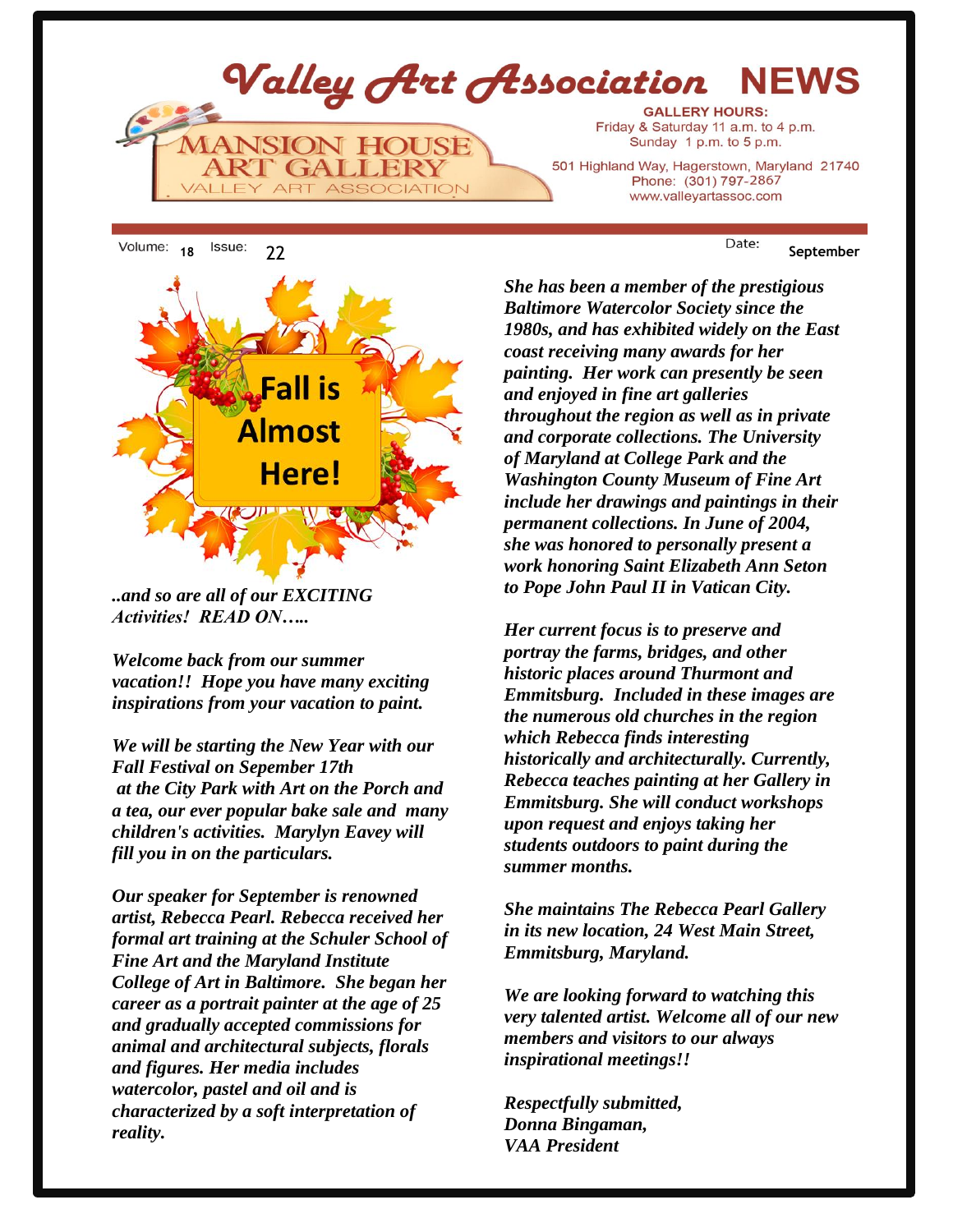# Valley Art Association NEWS

MANSION HOUSE ART GALLERY
VALLEY ART ASSOCIATION

**GALLERY HOURS:**
Friday & Saturday 11 a.m. to 4 p.m.
Sunday 1 p.m. to 5 p.m.

501 Highland Way, Hagerstown, Maryland 21740
Phone: (301) 797-2867
www.valleyartassoc.com

Volume: **18** Issue: 22 Date: **September**

**Fall is Almost Here!**

***..and so are all of our EXCITING Activities! READ ON…..***

***Welcome back from our summer vacation!! Hope you have many exciting inspirations from your vacation to paint.***

***We will be starting the New Year with our Fall Festival on Sepember 17th at the City Park with Art on the Porch and a tea, our ever popular bake sale and many children's activities. Marylyn Eavey will fill you in on the particulars.***

***Our speaker for September is renowned artist, Rebecca Pearl. Rebecca received her formal art training at the Schuler School of Fine Art and the Maryland Institute College of Art in Baltimore. She began her career as a portrait painter at the age of 25 and gradually accepted commissions for animal and architectural subjects, florals and figures. Her media includes watercolor, pastel and oil and is characterized by a soft interpretation of reality.***

***She has been a member of the prestigious Baltimore Watercolor Society since the 1980s, and has exhibited widely on the East coast receiving many awards for her painting. Her work can presently be seen and enjoyed in fine art galleries throughout the region as well as in private and corporate collections. The University of Maryland at College Park and the Washington County Museum of Fine Art include her drawings and paintings in their permanent collections. In June of 2004, she was honored to personally present a work honoring Saint Elizabeth Ann Seton to Pope John Paul II in Vatican City.***

***Her current focus is to preserve and portray the farms, bridges, and other historic places around Thurmont and Emmitsburg. Included in these images are the numerous old churches in the region which Rebecca finds interesting historically and architecturally. Currently, Rebecca teaches painting at her Gallery in Emmitsburg. She will conduct workshops upon request and enjoys taking her students outdoors to paint during the summer months.***

***She maintains The Rebecca Pearl Gallery in its new location, 24 West Main Street, Emmitsburg, Maryland.***

***We are looking forward to watching this very talented artist. Welcome all of our new members and visitors to our always inspirational meetings!!***

***Respectfully submitted,***
***Donna Bingaman,***
***VAA President***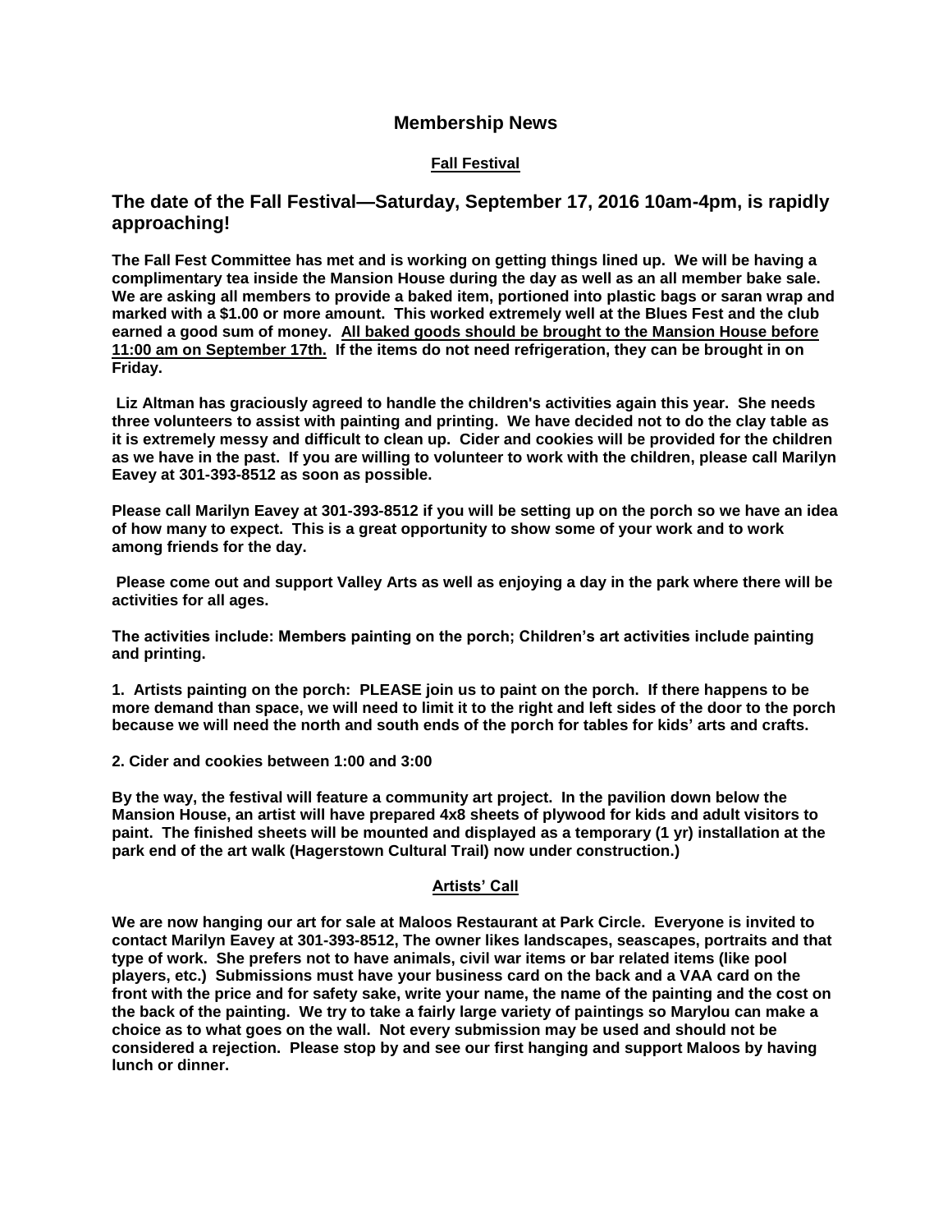# Membership News

## Fall Festival

### The date of the Fall Festival—Saturday, September 17, 2016 10am-4pm, is rapidly approaching!

**The Fall Fest Committee has met and is working on getting things lined up. We will be having a complimentary tea inside the Mansion House during the day as well as an all member bake sale. We are asking all members to provide a baked item, portioned into plastic bags or saran wrap and marked with a $1.00 or more amount. This worked extremely well at the Blues Fest and the club earned a good sum of money. <u>All baked goods should be brought to the Mansion House before 11:00 am on September 17th.</u> If the items do not need refrigeration, they can be brought in on Friday.**

**Liz Altman has graciously agreed to handle the children's activities again this year. She needs three volunteers to assist with painting and printing. We have decided not to do the clay table as it is extremely messy and difficult to clean up. Cider and cookies will be provided for the children as we have in the past. If you are willing to volunteer to work with the children, please call Marilyn Eavey at 301-393-8512 as soon as possible.**

**Please call Marilyn Eavey at 301-393-8512 if you will be setting up on the porch so we have an idea of how many to expect. This is a great opportunity to show some of your work and to work among friends for the day.**

**Please come out and support Valley Arts as well as enjoying a day in the park where there will be activities for all ages.**

**The activities include: Members painting on the porch; Children's art activities include painting and printing.**

**1. Artists painting on the porch: PLEASE join us to paint on the porch. If there happens to be more demand than space, we will need to limit it to the right and left sides of the door to the porch because we will need the north and south ends of the porch for tables for kids' arts and crafts.**

**2. Cider and cookies between 1:00 and 3:00**

**By the way, the festival will feature a community art project. In the pavilion down below the Mansion House, an artist will have prepared 4x8 sheets of plywood for kids and adult visitors to paint. The finished sheets will be mounted and displayed as a temporary (1 yr) installation at the park end of the art walk (Hagerstown Cultural Trail) now under construction.)**

## Artists' Call

**We are now hanging our art for sale at Maloos Restaurant at Park Circle. Everyone is invited to contact Marilyn Eavey at 301-393-8512, The owner likes landscapes, seascapes, portraits and that type of work. She prefers not to have animals, civil war items or bar related items (like pool players, etc.) Submissions must have your business card on the back and a VAA card on the front with the price and for safety sake, write your name, the name of the painting and the cost on the back of the painting. We try to take a fairly large variety of paintings so Marylou can make a choice as to what goes on the wall. Not every submission may be used and should not be considered a rejection. Please stop by and see our first hanging and support Maloos by having lunch or dinner.**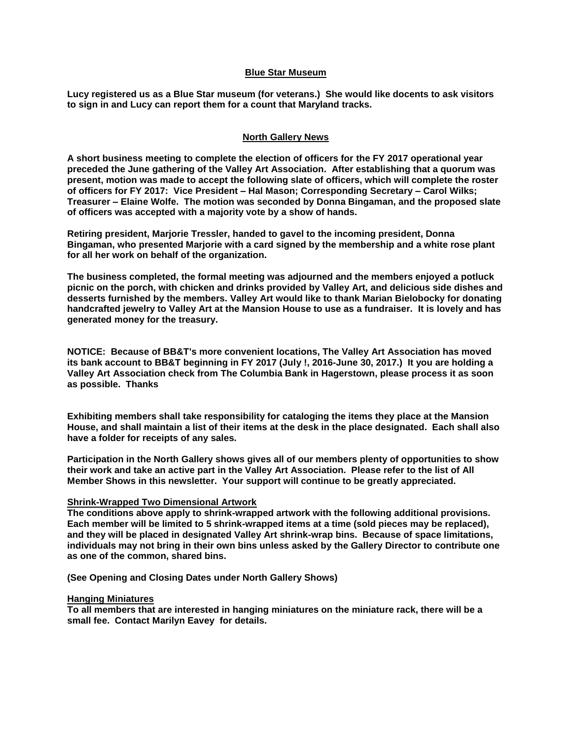## Blue Star Museum

**Lucy registered us as a Blue Star museum (for veterans.) She would like docents to ask visitors to sign in and Lucy can report them for a count that Maryland tracks.**

## North Gallery News

**A short business meeting to complete the election of officers for the FY 2017 operational year preceded the June gathering of the Valley Art Association. After establishing that a quorum was present, motion was made to accept the following slate of officers, which will complete the roster of officers for FY 2017: Vice President – Hal Mason; Corresponding Secretary – Carol Wilks; Treasurer – Elaine Wolfe. The motion was seconded by Donna Bingaman, and the proposed slate of officers was accepted with a majority vote by a show of hands.**

**Retiring president, Marjorie Tressler, handed to gavel to the incoming president, Donna Bingaman, who presented Marjorie with a card signed by the membership and a white rose plant for all her work on behalf of the organization.**

**The business completed, the formal meeting was adjourned and the members enjoyed a potluck picnic on the porch, with chicken and drinks provided by Valley Art, and delicious side dishes and desserts furnished by the members. Valley Art would like to thank Marian Bielobocky for donating handcrafted jewelry to Valley Art at the Mansion House to use as a fundraiser. It is lovely and has generated money for the treasury.**

**NOTICE: Because of BB&T's more convenient locations, The Valley Art Association has moved its bank account to BB&T beginning in FY 2017 (July !, 2016-June 30, 2017.) It you are holding a Valley Art Association check from The Columbia Bank in Hagerstown, please process it as soon as possible. Thanks**

**Exhibiting members shall take responsibility for cataloging the items they place at the Mansion House, and shall maintain a list of their items at the desk in the place designated. Each shall also have a folder for receipts of any sales.**

**Participation in the North Gallery shows gives all of our members plenty of opportunities to show their work and take an active part in the Valley Art Association. Please refer to the list of All Member Shows in this newsletter. Your support will continue to be greatly appreciated.**

### Shrink-Wrapped Two Dimensional Artwork

**The conditions above apply to shrink-wrapped artwork with the following additional provisions. Each member will be limited to 5 shrink-wrapped items at a time (sold pieces may be replaced), and they will be placed in designated Valley Art shrink-wrap bins. Because of space limitations, individuals may not bring in their own bins unless asked by the Gallery Director to contribute one as one of the common, shared bins.**

**(See Opening and Closing Dates under North Gallery Shows)**

### Hanging Miniatures

**To all members that are interested in hanging miniatures on the miniature rack, there will be a small fee. Contact Marilyn Eavey for details.**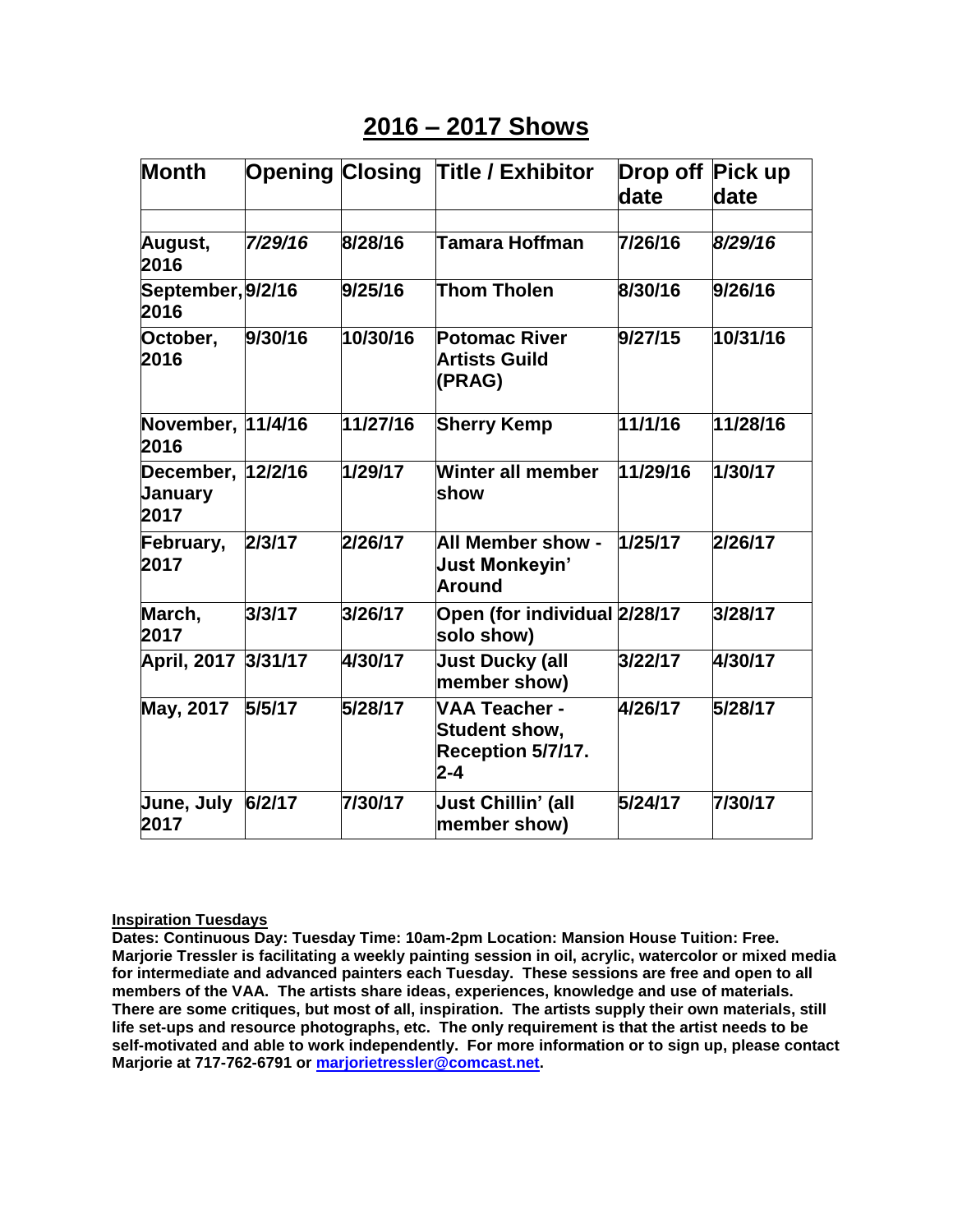## 2016 – 2017 Shows

| Month | Opening | Closing | Title / Exhibitor | Drop off date | Pick up date |
|---|---|---|---|---|---|
| | | | | | |
| August, 2016 | *7/29/16* | 8/28/16 | Tamara Hoffman | 7/26/16 | *8/29/16* |
| September, 2016 | 9/2/16 | 9/25/16 | Thom Tholen | 8/30/16 | 9/26/16 |
| October, 2016 | 9/30/16 | 10/30/16 | Potomac River Artists Guild (PRAG) | 9/27/15 | 10/31/16 |
| November, 2016 | 11/4/16 | 11/27/16 | Sherry Kemp | 11/1/16 | 11/28/16 |
| December, January 2017 | 12/2/16 | 1/29/17 | Winter all member show | 11/29/16 | 1/30/17 |
| February, 2017 | 2/3/17 | 2/26/17 | All Member show - Just Monkeyin' Around | 1/25/17 | 2/26/17 |
| March, 2017 | 3/3/17 | 3/26/17 | Open (for individual solo show) | 2/28/17 | 3/28/17 |
| April, 2017 | 3/31/17 | 4/30/17 | Just Ducky (all member show) | 3/22/17 | 4/30/17 |
| May, 2017 | 5/5/17 | 5/28/17 | VAA Teacher - Student show, Reception 5/7/17. 2-4 | 4/26/17 | 5/28/17 |
| June, July 2017 | 6/2/17 | 7/30/17 | Just Chillin' (all member show) | 5/24/17 | 7/30/17 |

**Inspiration Tuesdays**

**Dates: Continuous Day: Tuesday Time: 10am-2pm Location: Mansion House Tuition: Free. Marjorie Tressler is facilitating a weekly painting session in oil, acrylic, watercolor or mixed media for intermediate and advanced painters each Tuesday. These sessions are free and open to all members of the VAA. The artists share ideas, experiences, knowledge and use of materials. There are some critiques, but most of all, inspiration. The artists supply their own materials, still life set-ups and resource photographs, etc. The only requirement is that the artist needs to be self-motivated and able to work independently. For more information or to sign up, please contact Marjorie at 717-762-6791 or marjorietressler@comcast.net.**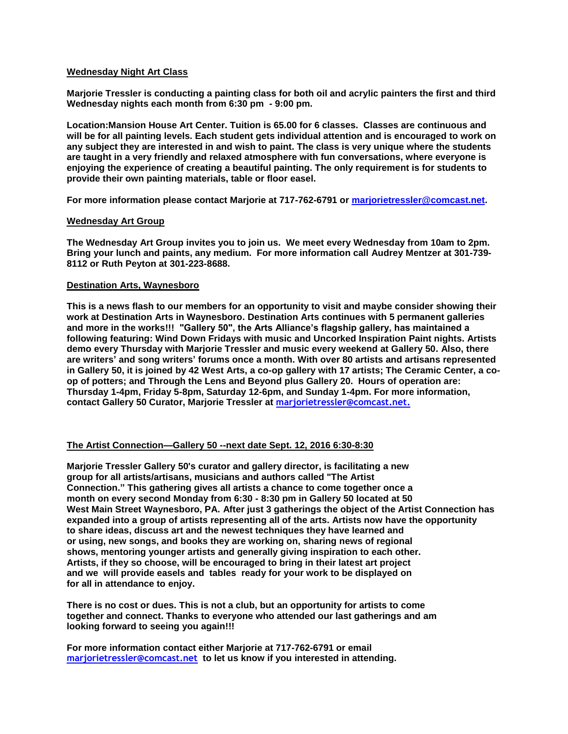### Wednesday Night Art Class

**Marjorie Tressler is conducting a painting class for both oil and acrylic painters the first and third Wednesday nights each month from 6:30 pm - 9:00 pm.**

**Location:Mansion House Art Center. Tuition is 65.00 for 6 classes. Classes are continuous and will be for all painting levels. Each student gets individual attention and is encouraged to work on any subject they are interested in and wish to paint. The class is very unique where the students are taught in a very friendly and relaxed atmosphere with fun conversations, where everyone is enjoying the experience of creating a beautiful painting. The only requirement is for students to provide their own painting materials, table or floor easel.**

**For more information please contact Marjorie at 717-762-6791 or marjorietressler@comcast.net.**

### Wednesday Art Group

**The Wednesday Art Group invites you to join us. We meet every Wednesday from 10am to 2pm. Bring your lunch and paints, any medium. For more information call Audrey Mentzer at 301-739-8112 or Ruth Peyton at 301-223-8688.**

### Destination Arts, Waynesboro

**This is a news flash to our members for an opportunity to visit and maybe consider showing their work at Destination Arts in Waynesboro. Destination Arts continues with 5 permanent galleries and more in the works!!! "Gallery 50", the Arts Alliance's flagship gallery, has maintained a following featuring: Wind Down Fridays with music and Uncorked Inspiration Paint nights. Artists demo every Thursday with Marjorie Tressler and music every weekend at Gallery 50. Also, there are writers' and song writers' forums once a month. With over 80 artists and artisans represented in Gallery 50, it is joined by 42 West Arts, a co-op gallery with 17 artists; The Ceramic Center, a co-op of potters; and Through the Lens and Beyond plus Gallery 20. Hours of operation are: Thursday 1-4pm, Friday 5-8pm, Saturday 12-6pm, and Sunday 1-4pm. For more information, contact Gallery 50 Curator, Marjorie Tressler at marjorietressler@comcast.net.**

### The Artist Connection—Gallery 50 --next date Sept. 12, 2016 6:30-8:30

**Marjorie Tressler Gallery 50's curator and gallery director, is facilitating a new group for all artists/artisans, musicians and authors called "The Artist Connection." This gathering gives all artists a chance to come together once a month on every second Monday from 6:30 - 8:30 pm in Gallery 50 located at 50 West Main Street Waynesboro, PA. After just 3 gatherings the object of the Artist Connection has expanded into a group of artists representing all of the arts. Artists now have the opportunity to share ideas, discuss art and the newest techniques they have learned and or using, new songs, and books they are working on, sharing news of regional shows, mentoring younger artists and generally giving inspiration to each other. Artists, if they so choose, will be encouraged to bring in their latest art project and we will provide easels and tables ready for your work to be displayed on for all in attendance to enjoy.**

**There is no cost or dues. This is not a club, but an opportunity for artists to come together and connect. Thanks to everyone who attended our last gatherings and am looking forward to seeing you again!!!**

**For more information contact either Marjorie at 717-762-6791 or email marjorietressler@comcast.net to let us know if you interested in attending.**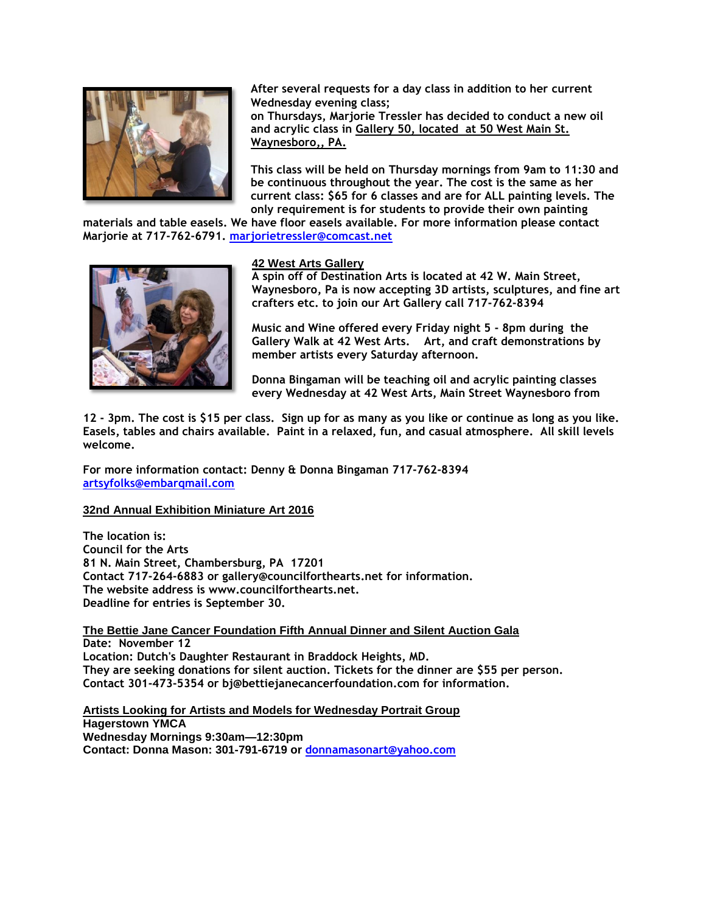After several requests for a day class in addition to her current Wednesday evening class;
on Thursdays, Marjorie Tressler has decided to conduct a new oil and acrylic class in Gallery 50, located at 50 West Main St. Waynesboro,, PA.

This class will be held on Thursday mornings from 9am to 11:30 and be continuous throughout the year. The cost is the same as her current class: $65 for 6 classes and are for ALL painting levels. The only requirement is for students to provide their own painting materials and table easels. We have floor easels available. For more information please contact Marjorie at 717-762-6791. marjorietressler@comcast.net

**42 West Arts Gallery**
A spin off of Destination Arts is located at 42 W. Main Street, Waynesboro, Pa is now accepting 3D artists, sculptures, and fine art crafters etc. to join our Art Gallery call 717-762-8394

Music and Wine offered every Friday night 5 - 8pm during the Gallery Walk at 42 West Arts. Art, and craft demonstrations by member artists every Saturday afternoon.

Donna Bingaman will be teaching oil and acrylic painting classes every Wednesday at 42 West Arts, Main Street Waynesboro from 12 - 3pm. The cost is $15 per class. Sign up for as many as you like or continue as long as you like. Easels, tables and chairs available. Paint in a relaxed, fun, and casual atmosphere. All skill levels welcome.

For more information contact: Denny & Donna Bingaman 717-762-8394
artsyfolks@embarqmail.com

**32nd Annual Exhibition Miniature Art 2016**

The location is:
Council for the Arts
81 N. Main Street, Chambersburg, PA 17201
Contact 717-264-6883 or gallery@councilforthearts.net for information.
The website address is www.councilforthearts.net.
Deadline for entries is September 30.

**The Bettie Jane Cancer Foundation Fifth Annual Dinner and Silent Auction Gala**
Date: November 12
Location: Dutch's Daughter Restaurant in Braddock Heights, MD.
They are seeking donations for silent auction. Tickets for the dinner are $55 per person.
Contact 301-473-5354 or bj@bettiejanecancerfoundation.com for information.

**Artists Looking for Artists and Models for Wednesday Portrait Group**
**Hagerstown YMCA**
**Wednesday Mornings 9:30am—12:30pm**
**Contact: Donna Mason: 301-791-6719 or donnamasonart@yahoo.com**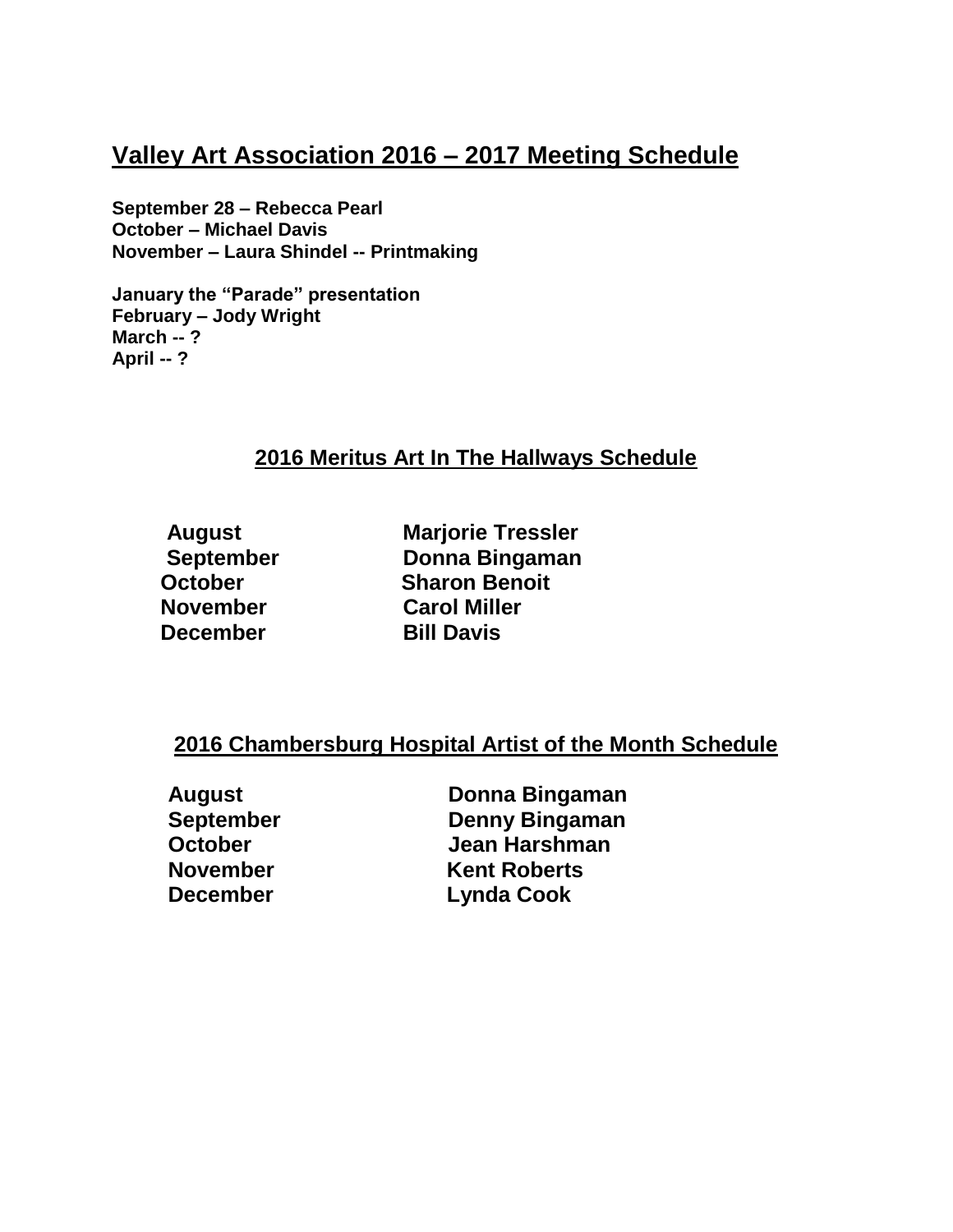## Valley Art Association 2016 – 2017 Meeting Schedule

**September 28 – Rebecca Pearl**
**October – Michael Davis**
**November – Laura Shindel -- Printmaking**

**January the "Parade" presentation**
**February – Jody Wright**
**March -- ?**
**April -- ?**

## 2016 Meritus Art In The Hallways Schedule

| | |
|---|---|
| **August** | **Marjorie Tressler** |
| **September** | **Donna Bingaman** |
| **October** | **Sharon Benoit** |
| **November** | **Carol Miller** |
| **December** | **Bill Davis** |

## 2016 Chambersburg Hospital Artist of the Month Schedule

| | |
|---|---|
| **August** | **Donna Bingaman** |
| **September** | **Denny Bingaman** |
| **October** | **Jean Harshman** |
| **November** | **Kent Roberts** |
| **December** | **Lynda Cook** |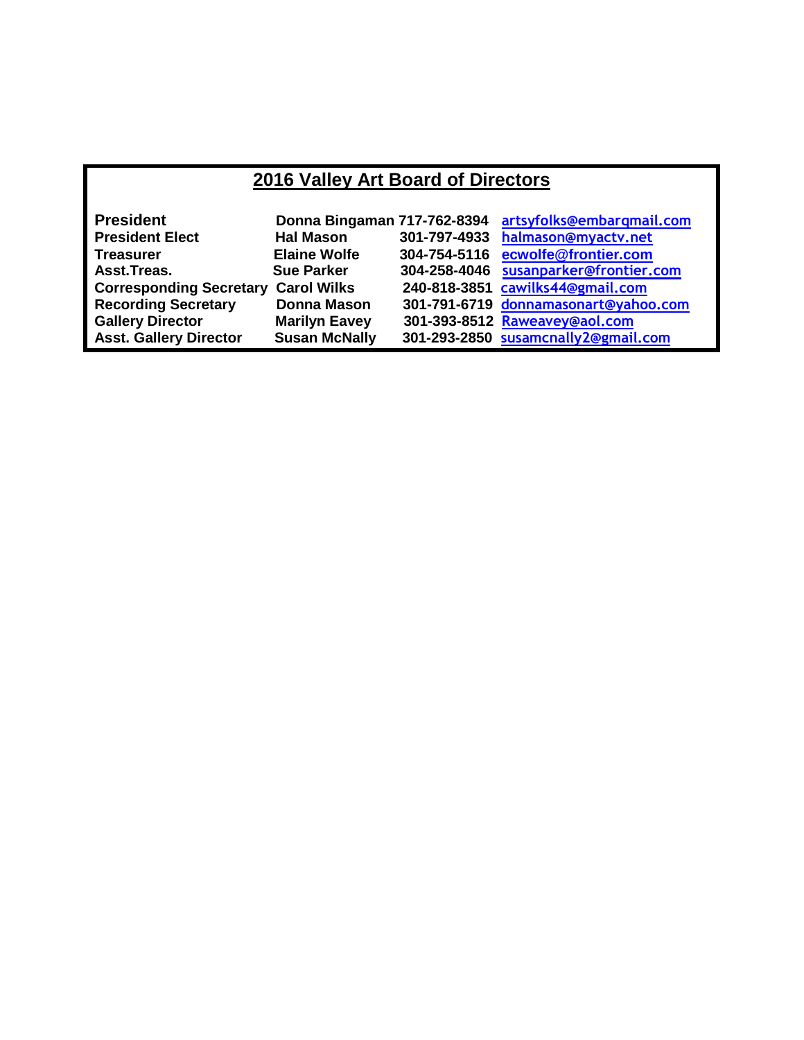## 2016 Valley Art Board of Directors

| | | | |
|---|---|---|---|
| **President** | **Donna Bingaman** | **717-762-8394** | artsyfolks@embarqmail.com |
| **President Elect** | **Hal Mason** | **301-797-4933** | halmason@myactv.net |
| **Treasurer** | **Elaine Wolfe** | **304-754-5116** | ecwolfe@frontier.com |
| **Asst.Treas.** | **Sue Parker** | **304-258-4046** | susanparker@frontier.com |
| **Corresponding Secretary** | **Carol Wilks** | **240-818-3851** | cawilks44@gmail.com |
| **Recording Secretary** | **Donna Mason** | **301-791-6719** | donnamasonart@yahoo.com |
| **Gallery Director** | **Marilyn Eavey** | **301-393-8512** | Raweavey@aol.com |
| **Asst. Gallery Director** | **Susan McNally** | **301-293-2850** | susamcnally2@gmail.com |